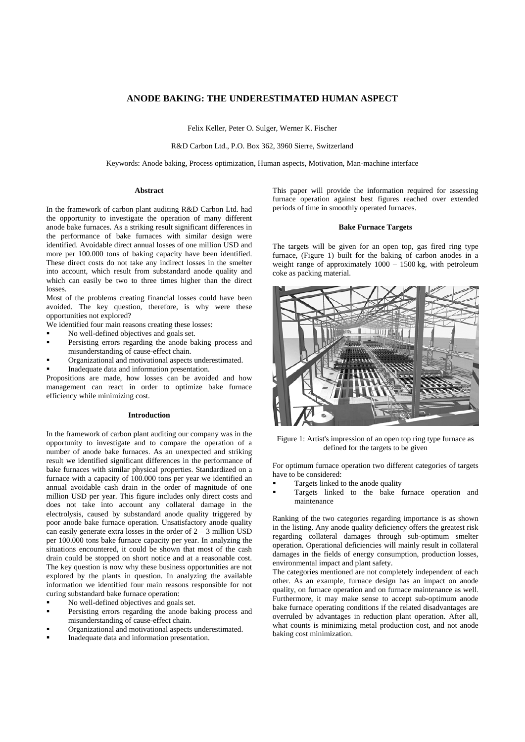# ANODE BAKING: THE UNDERESTIMATED HUMAN ASPECT

Felix Keller, Peter O. Sulger, Werner K. Fischer

R&D Carbon Ltd., P.O. Box 362, 3960 Sierre, Switzerland

Keywords: Anode baking, Process optimization, Human aspects, Motivation, Man-machine interface

## Abstract

In the framework of carbon plant auditing R&D Carbon Ltd. had the opportunity to investigate the operation of many different anode bake furnaces. As a striking result significant differences in the performance of bake furnaces with similar design were identified. Avoidable direct annual losses of one million USD and more per 100.000 tons of baking capacity have been identified. These direct costs do not take any indirect losses in the smelter into account, which result from substandard anode quality and which can easily be two to three times higher than the direct losses.

Most of the problems creating financial losses could have been avoided. The key question, therefore, is why were these opportunities not explored?

We identified four main reasons creating these losses:

- No well-defined objectives and goals set.
- Persisting errors regarding the anode baking process and misunderstanding of cause-effect chain.
- Organizational and motivational aspects underestimated.
- Inadequate data and information presentation.

Propositions are made, how losses can be avoided and how management can react in order to optimize bake furnace efficiency while minimizing cost.

## Introduction

In the framework of carbon plant auditing our company was in the opportunity to investigate and to compare the operation of a number of anode bake furnaces. As an unexpected and striking result we identified significant differences in the performance of bake furnaces with similar physical properties. Standardized on a furnace with a capacity of 100.000 tons per year we identified an annual avoidable cash drain in the order of magnitude of one million USD per year. This figure includes only direct costs and does not take into account any collateral damage in the electrolysis, caused by substandard anode quality triggered by poor anode bake furnace operation. Unsatisfactory anode quality can easily generate extra losses in the order of 2 – 3 million USD per 100.000 tons bake furnace capacity per year. In analyzing the situations encountered, it could be shown that most of the cash drain could be stopped on short notice and at a reasonable cost. The key question is now why these business opportunities are not explored by the plants in question. In analyzing the available information we identified four main reasons responsible for not curing substandard bake furnace operation:

- No well-defined objectives and goals set.
- Persisting errors regarding the anode baking process and misunderstanding of cause-effect chain.
- Organizational and motivational aspects underestimated.
- Inadequate data and information presentation.

This paper will provide the information required for assessing furnace operation against best figures reached over extended periods of time in smoothly operated furnaces.

## Bake Furnace Targets

The targets will be given for an open top, gas fired ring type furnace, (Figure 1) built for the baking of carbon anodes in a weight range of approximately 1000 – 1500 kg, with petroleum coke as packing material.

Figure 1: Artist's impression of an open top ring type furnace as defined for the targets to be given

For optimum furnace operation two different categories of targets have to be considered:

- Targets linked to the anode quality
- Targets linked to the bake furnace operation and maintenance

Ranking of the two categories regarding importance is as shown in the listing. Any anode quality deficiency offers the greatest risk regarding collateral damages through sub-optimum smelter operation. Operational deficiencies will mainly result in collateral damages in the fields of energy consumption, production losses, environmental impact and plant safety.

The categories mentioned are not completely independent of each other. As an example, furnace design has an impact on anode quality, on furnace operation and on furnace maintenance as well. Furthermore, it may make sense to accept sub-optimum anode bake furnace operating conditions if the related disadvantages are overruled by advantages in reduction plant operation. After all, what counts is minimizing metal production cost, and not anode baking cost minimization.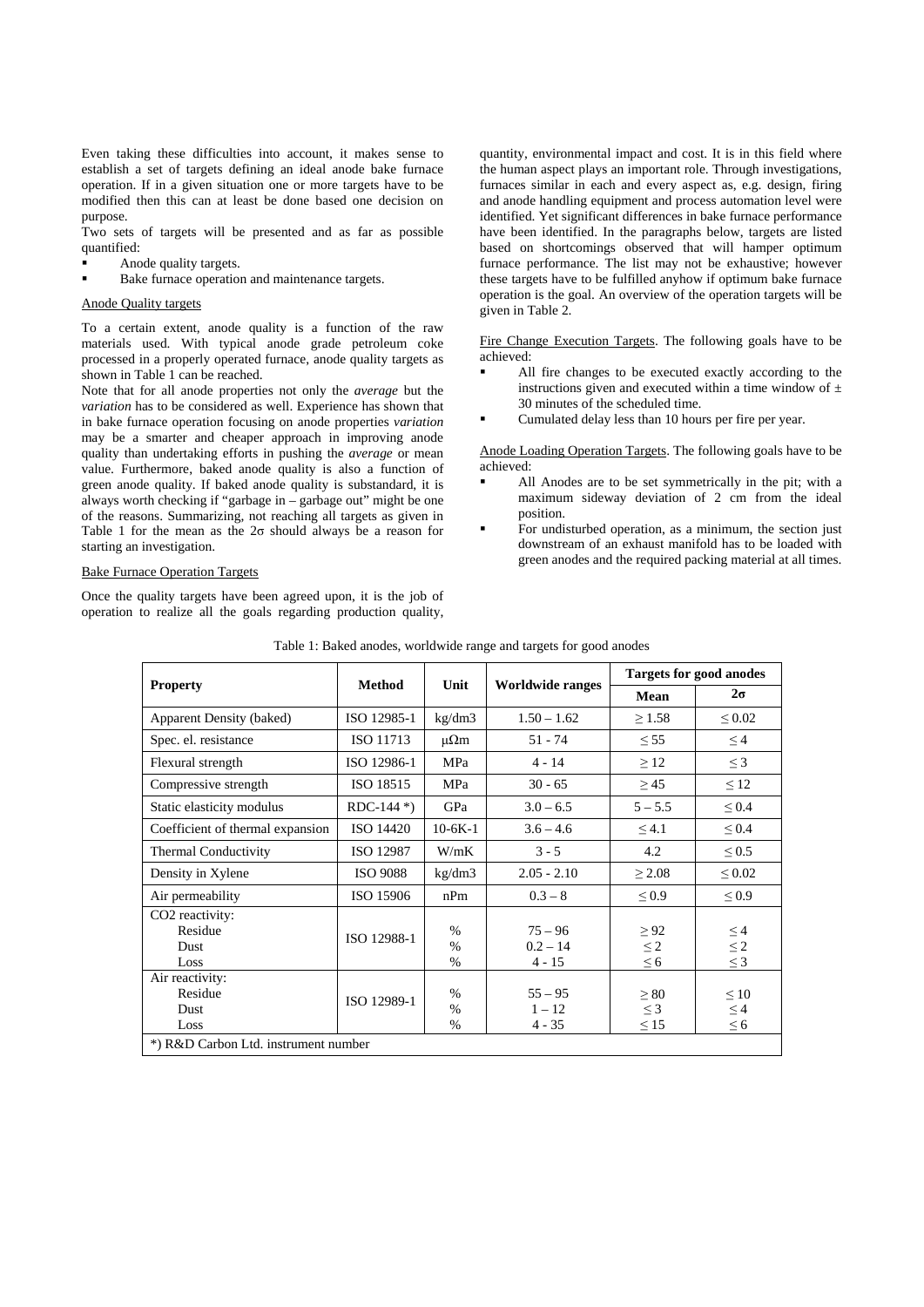Even taking these difficulties into account, it makes sense to establish a set of targets defining an ideal anode bake furnace operation. If in a given situation one or more targets have to be modified then this can at least be done based one decision on purpose.

Two sets of targets will be presented and as far as possible quantified:

- Anode quality targets.
- Bake furnace operation and maintenance targets.

## Anode Quality targets

To a certain extent, anode quality is a function of the raw materials used. With typical anode grade petroleum coke processed in a properly operated furnace, anode quality targets as shown in Table 1 can be reached.

Note that for all anode properties not only the *average* but the *variation* has to be considered as well. Experience has shown that in bake furnace operation focusing on anode properties *variation* may be a smarter and cheaper approach in improving anode quality than undertaking efforts in pushing the *average* or mean value. Furthermore, baked anode quality is also a function of green anode quality. If baked anode quality is substandard, it is always worth checking if "garbage in – garbage out" might be one of the reasons. Summarizing, not reaching all targets as given in Table 1 for the mean as the $2\sigma$ should always be a reason for starting an investigation.

## Bake Furnace Operation Targets

Once the quality targets have been agreed upon, it is the job of operation to realize all the goals regarding production quality, quantity, environmental impact and cost. It is in this field where the human aspect plays an important role. Through investigations, furnaces similar in each and every aspect as, e.g. design, firing and anode handling equipment and process automation level were identified. Yet significant differences in bake furnace performance have been identified. In the paragraphs below, targets are listed based on shortcomings observed that will hamper optimum furnace performance. The list may not be exhaustive; however these targets have to be fulfilled anyhow if optimum bake furnace operation is the goal. An overview of the operation targets will be given in Table 2.

Fire Change Execution Targets. The following goals have to be achieved:

- All fire changes to be executed exactly according to the instructions given and executed within a time window of ± 30 minutes of the scheduled time.
- Cumulated delay less than 10 hours per fire per year.

Anode Loading Operation Targets. The following goals have to be achieved:

- All Anodes are to be set symmetrically in the pit; with a maximum sideway deviation of 2 cm from the ideal position.
- For undisturbed operation, as a minimum, the section just downstream of an exhaust manifold has to be loaded with green anodes and the required packing material at all times.

Table 1: Baked anodes, worldwide range and targets for good anodes

| Property | Method | Unit | Worldwide ranges | Targets for good anodes | |
|---|---|---|---|---|---|
| | | | | Mean | $2\sigma$ |
| Apparent Density (baked) | ISO 12985-1 | kg/dm3 | 1.50 – 1.62 | ≥ 1.58 | ≤ 0.02 |
| Spec. el. resistance | ISO 11713 | μΩm | 51 - 74 | ≤ 55 | ≤ 4 |
| Flexural strength | ISO 12986-1 | MPa | 4 - 14 | ≥ 12 | ≤ 3 |
| Compressive strength | ISO 18515 | MPa | 30 - 65 | ≥ 45 | ≤ 12 |
| Static elasticity modulus | RDC-144 *) | GPa | 3.0 – 6.5 | 5 – 5.5 | ≤ 0.4 |
| Coefficient of thermal expansion | ISO 14420 | 10-6K-1 | 3.6 – 4.6 | ≤ 4.1 | ≤ 0.4 |
| Thermal Conductivity | ISO 12987 | W/mK | 3 - 5 | 4.2 | ≤ 0.5 |
| Density in Xylene | ISO 9088 | kg/dm3 | 2.05 - 2.10 | ≥ 2.08 | ≤ 0.02 |
| Air permeability | ISO 15906 | nPm | 0.3 – 8 | ≤ 0.9 | ≤ 0.9 |
| $CO_2$ reactivity: | ISO 12988-1 | | | | |
| Residue | | % | 75 – 96 | ≥ 92 | ≤ 4 |
| Dust | | % | 0.2 – 14 | ≤ 2 | ≤ 2 |
| Loss | | % | 4 - 15 | ≤ 6 | ≤ 3 |
| Air reactivity: | ISO 12989-1 | | | | |
| Residue | | % | 55 – 95 | ≥ 80 | ≤ 10 |
| Dust | | % | 1 – 12 | ≤ 3 | ≤ 4 |
| Loss | | % | 4 - 35 | ≤ 15 | ≤ 6 |

*) R&D Carbon Ltd. instrument number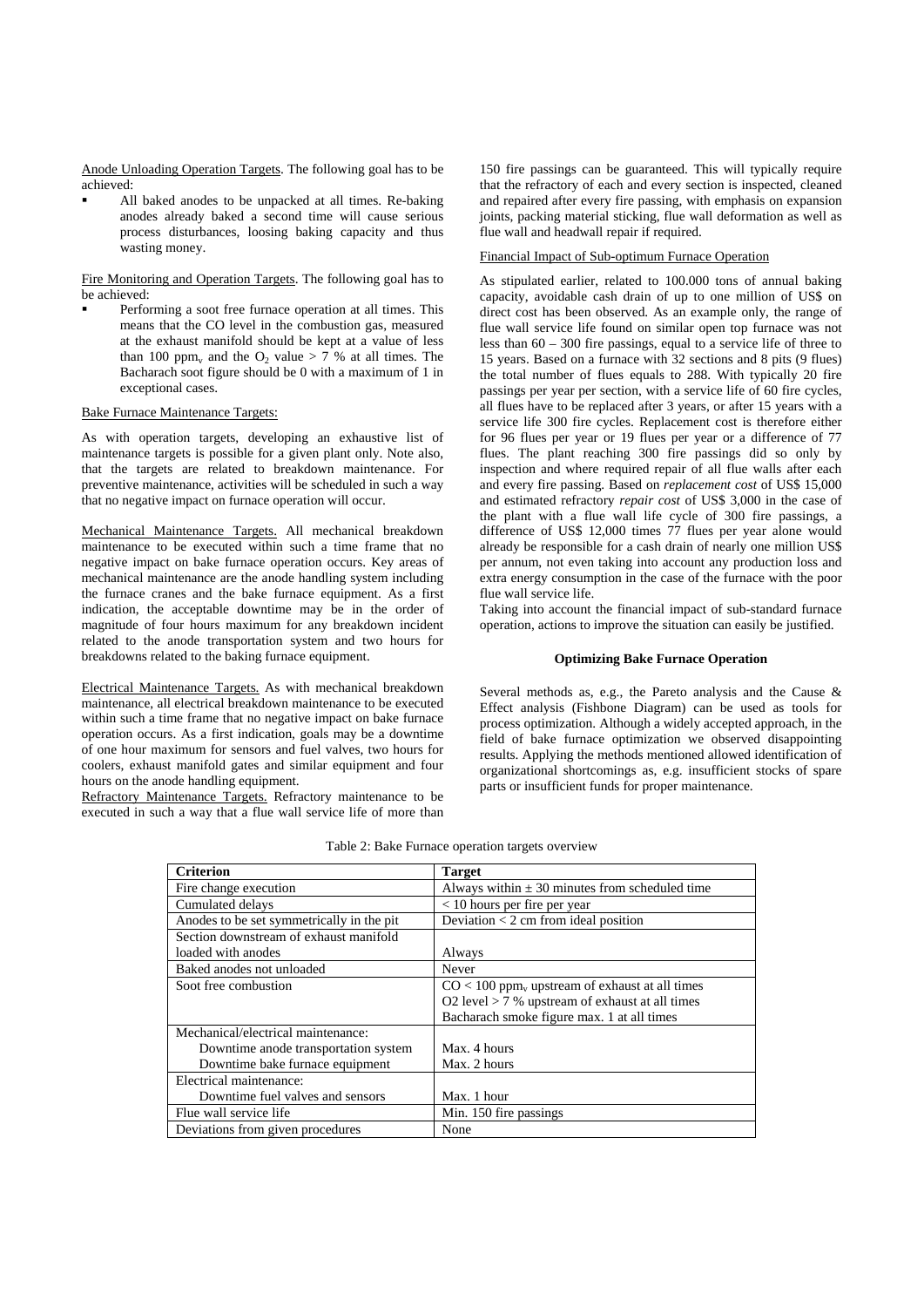Anode Unloading Operation Targets. The following goal has to be achieved:

- All baked anodes to be unpacked at all times. Re-baking anodes already baked a second time will cause serious process disturbances, loosing baking capacity and thus wasting money.

Fire Monitoring and Operation Targets. The following goal has to be achieved:

- Performing a soot free furnace operation at all times. This means that the CO level in the combustion gas, measured at the exhaust manifold should be kept at a value of less than 100 $ppm_v$ and the $O_2$ value > 7 % at all times. The Bacharach soot figure should be 0 with a maximum of 1 in exceptional cases.

Bake Furnace Maintenance Targets:

As with operation targets, developing an exhaustive list of maintenance targets is possible for a given plant only. Note also, that the targets are related to breakdown maintenance. For preventive maintenance, activities will be scheduled in such a way that no negative impact on furnace operation will occur.

Mechanical Maintenance Targets. All mechanical breakdown maintenance to be executed within such a time frame that no negative impact on bake furnace operation occurs. Key areas of mechanical maintenance are the anode handling system including the furnace cranes and the bake furnace equipment. As a first indication, the acceptable downtime may be in the order of magnitude of four hours maximum for any breakdown incident related to the anode transportation system and two hours for breakdowns related to the baking furnace equipment.

Electrical Maintenance Targets. As with mechanical breakdown maintenance, all electrical breakdown maintenance to be executed within such a time frame that no negative impact on bake furnace operation occurs. As a first indication, goals may be a downtime of one hour maximum for sensors and fuel valves, two hours for coolers, exhaust manifold gates and similar equipment and four hours on the anode handling equipment.

Refractory Maintenance Targets. Refractory maintenance to be executed in such a way that a flue wall service life of more than 150 fire passings can be guaranteed. This will typically require that the refractory of each and every section is inspected, cleaned and repaired after every fire passing, with emphasis on expansion joints, packing material sticking, flue wall deformation as well as flue wall and headwall repair if required.

Financial Impact of Sub-optimum Furnace Operation

As stipulated earlier, related to 100.000 tons of annual baking capacity, avoidable cash drain of up to one million of US$ on direct cost has been observed. As an example only, the range of flue wall service life found on similar open top furnace was not less than 60 – 300 fire passings, equal to a service life of three to 15 years. Based on a furnace with 32 sections and 8 pits (9 flues) the total number of flues equals to 288. With typically 20 fire passings per year per section, with a service life of 60 fire cycles, all flues have to be replaced after 3 years, or after 15 years with a service life 300 fire cycles. Replacement cost is therefore either for 96 flues per year or 19 flues per year or a difference of 77 flues. The plant reaching 300 fire passings did so only by inspection and where required repair of all flue walls after each and every fire passing. Based on *replacement cost* of US$ 15,000 and estimated refractory *repair cost* of US$ 3,000 in the case of the plant with a flue wall life cycle of 300 fire passings, a difference of US$ 12,000 times 77 flues per year alone would already be responsible for a cash drain of nearly one million US$ per annum, not even taking into account any production loss and extra energy consumption in the case of the furnace with the poor flue wall service life.

Taking into account the financial impact of sub-standard furnace operation, actions to improve the situation can easily be justified.

## Optimizing Bake Furnace Operation

Several methods as, e.g., the Pareto analysis and the Cause & Effect analysis (Fishbone Diagram) can be used as tools for process optimization. Although a widely accepted approach, in the field of bake furnace optimization we observed disappointing results. Applying the methods mentioned allowed identification of organizational shortcomings as, e.g. insufficient stocks of spare parts or insufficient funds for proper maintenance.

Table 2: Bake Furnace operation targets overview

| Criterion | Target |
|---|---|
| Fire change execution | Always within ± 30 minutes from scheduled time |
| Cumulated delays | < 10 hours per fire per year |
| Anodes to be set symmetrically in the pit | Deviation < 2 cm from ideal position |
| Section downstream of exhaust manifold loaded with anodes | Always |
| Baked anodes not unloaded | Never |
| Soot free combustion | CO < 100 $ppm_v$ upstream of exhaust at all times<br>O2 level > 7 % upstream of exhaust at all times<br>Bacharach smoke figure max. 1 at all times |
| Mechanical/electrical maintenance:<br>Downtime anode transportation system<br>Downtime bake furnace equipment | <br>Max. 4 hours<br>Max. 2 hours |
| Electrical maintenance:<br>Downtime fuel valves and sensors | <br>Max. 1 hour |
| Flue wall service life | Min. 150 fire passings |
| Deviations from given procedures | None |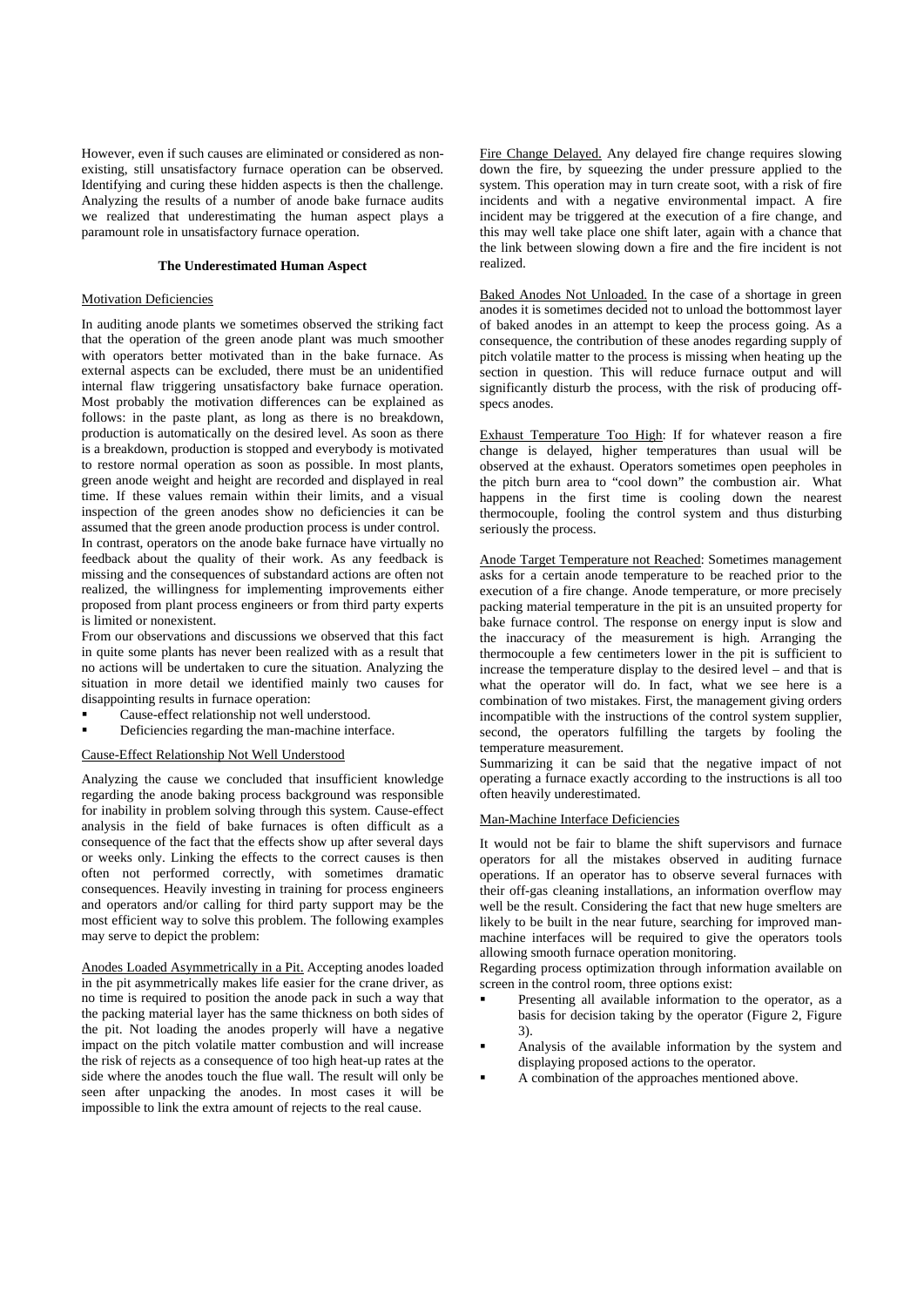However, even if such causes are eliminated or considered as non-existing, still unsatisfactory furnace operation can be observed. Identifying and curing these hidden aspects is then the challenge. Analyzing the results of a number of anode bake furnace audits we realized that underestimating the human aspect plays a paramount role in unsatisfactory furnace operation.

## The Underestimated Human Aspect

### Motivation Deficiencies

In auditing anode plants we sometimes observed the striking fact that the operation of the green anode plant was much smoother with operators better motivated than in the bake furnace. As external aspects can be excluded, there must be an unidentified internal flaw triggering unsatisfactory bake furnace operation. Most probably the motivation differences can be explained as follows: in the paste plant, as long as there is no breakdown, production is automatically on the desired level. As soon as there is a breakdown, production is stopped and everybody is motivated to restore normal operation as soon as possible. In most plants, green anode weight and height are recorded and displayed in real time. If these values remain within their limits, and a visual inspection of the green anodes show no deficiencies it can be assumed that the green anode production process is under control.
In contrast, operators on the anode bake furnace have virtually no feedback about the quality of their work. As any feedback is missing and the consequences of substandard actions are often not realized, the willingness for implementing improvements either proposed from plant process engineers or from third party experts is limited or nonexistent.
From our observations and discussions we observed that this fact in quite some plants has never been realized with as a result that no actions will be undertaken to cure the situation. Analyzing the situation in more detail we identified mainly two causes for disappointing results in furnace operation:

- Cause-effect relationship not well understood.
- Deficiencies regarding the man-machine interface.

### Cause-Effect Relationship Not Well Understood

Analyzing the cause we concluded that insufficient knowledge regarding the anode baking process background was responsible for inability in problem solving through this system. Cause-effect analysis in the field of bake furnaces is often difficult as a consequence of the fact that the effects show up after several days or weeks only. Linking the effects to the correct causes is then often not performed correctly, with sometimes dramatic consequences. Heavily investing in training for process engineers and operators and/or calling for third party support may be the most efficient way to solve this problem. The following examples may serve to depict the problem:

Anodes Loaded Asymmetrically in a Pit. Accepting anodes loaded in the pit asymmetrically makes life easier for the crane driver, as no time is required to position the anode pack in such a way that the packing material layer has the same thickness on both sides of the pit. Not loading the anodes properly will have a negative impact on the pitch volatile matter combustion and will increase the risk of rejects as a consequence of too high heat-up rates at the side where the anodes touch the flue wall. The result will only be seen after unpacking the anodes. In most cases it will be impossible to link the extra amount of rejects to the real cause.

Fire Change Delayed. Any delayed fire change requires slowing down the fire, by squeezing the under pressure applied to the system. This operation may in turn create soot, with a risk of fire incidents and with a negative environmental impact. A fire incident may be triggered at the execution of a fire change, and this may well take place one shift later, again with a chance that the link between slowing down a fire and the fire incident is not realized.

Baked Anodes Not Unloaded. In the case of a shortage in green anodes it is sometimes decided not to unload the bottommost layer of baked anodes in an attempt to keep the process going. As a consequence, the contribution of these anodes regarding supply of pitch volatile matter to the process is missing when heating up the section in question. This will reduce furnace output and will significantly disturb the process, with the risk of producing off-specs anodes.

Exhaust Temperature Too High: If for whatever reason a fire change is delayed, higher temperatures than usual will be observed at the exhaust. Operators sometimes open peepholes in the pitch burn area to "cool down" the combustion air. What happens in the first time is cooling down the nearest thermocouple, fooling the control system and thus disturbing seriously the process.

Anode Target Temperature not Reached: Sometimes management asks for a certain anode temperature to be reached prior to the execution of a fire change. Anode temperature, or more precisely packing material temperature in the pit is an unsuited property for bake furnace control. The response on energy input is slow and the inaccuracy of the measurement is high. Arranging the thermocouple a few centimeters lower in the pit is sufficient to increase the temperature display to the desired level – and that is what the operator will do. In fact, what we see here is a combination of two mistakes. First, the management giving orders incompatible with the instructions of the control system supplier, second, the operators fulfilling the targets by fooling the temperature measurement.
Summarizing it can be said that the negative impact of not operating a furnace exactly according to the instructions is all too often heavily underestimated.

### Man-Machine Interface Deficiencies

It would not be fair to blame the shift supervisors and furnace operators for all the mistakes observed in auditing furnace operations. If an operator has to observe several furnaces with their off-gas cleaning installations, an information overflow may well be the result. Considering the fact that new huge smelters are likely to be built in the near future, searching for improved man-machine interfaces will be required to give the operators tools allowing smooth furnace operation monitoring.
Regarding process optimization through information available on screen in the control room, three options exist:

- Presenting all available information to the operator, as a basis for decision taking by the operator (Figure 2, Figure 3).
- Analysis of the available information by the system and displaying proposed actions to the operator.
- A combination of the approaches mentioned above.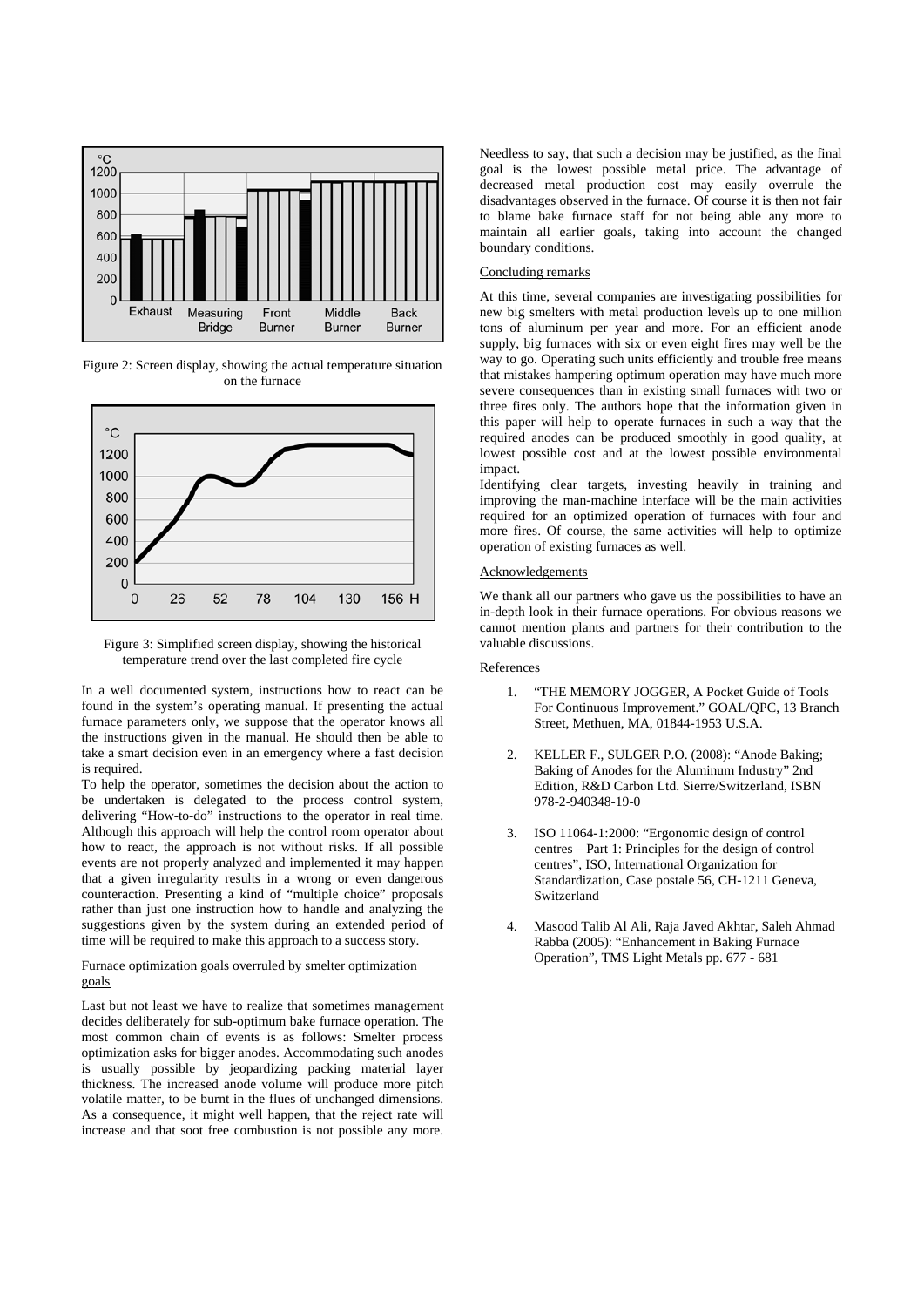°C
1200
1000
800
600
400
200
0
Exhaust
Measuring Bridge
Front Burner
Middle Burner
Back Burner

Figure 2: Screen display, showing the actual temperature situation on the furnace

°C
1200
1000
800
600
400
200
0
0 26 52 78 104 130 156 H

Figure 3: Simplified screen display, showing the historical temperature trend over the last completed fire cycle

In a well documented system, instructions how to react can be found in the system's operating manual. If presenting the actual furnace parameters only, we suppose that the operator knows all the instructions given in the manual. He should then be able to take a smart decision even in an emergency where a fast decision is required.

To help the operator, sometimes the decision about the action to be undertaken is delegated to the process control system, delivering "How-to-do" instructions to the operator in real time. Although this approach will help the control room operator about how to react, the approach is not without risks. If all possible events are not properly analyzed and implemented it may happen that a given irregularity results in a wrong or even dangerous counteraction. Presenting a kind of "multiple choice" proposals rather than just one instruction how to handle and analyzing the suggestions given by the system during an extended period of time will be required to make this approach to a success story.

### Furnace optimization goals overruled by smelter optimization goals

Last but not least we have to realize that sometimes management decides deliberately for sub-optimum bake furnace operation. The most common chain of events is as follows: Smelter process optimization asks for bigger anodes. Accommodating such anodes is usually possible by jeopardizing packing material layer thickness. The increased anode volume will produce more pitch volatile matter, to be burnt in the flues of unchanged dimensions. As a consequence, it might well happen, that the reject rate will increase and that soot free combustion is not possible any more. Needless to say, that such a decision may be justified, as the final goal is the lowest possible metal price. The advantage of decreased metal production cost may easily overrule the disadvantages observed in the furnace. Of course it is then not fair to blame bake furnace staff for not being able any more to maintain all earlier goals, taking into account the changed boundary conditions.

### Concluding remarks

At this time, several companies are investigating possibilities for new big smelters with metal production levels up to one million tons of aluminum per year and more. For an efficient anode supply, big furnaces with six or even eight fires may well be the way to go. Operating such units efficiently and trouble free means that mistakes hampering optimum operation may have much more severe consequences than in existing small furnaces with two or three fires only. The authors hope that the information given in this paper will help to operate furnaces in such a way that the required anodes can be produced smoothly in good quality, at lowest possible cost and at the lowest possible environmental impact.

Identifying clear targets, investing heavily in training and improving the man-machine interface will be the main activities required for an optimized operation of furnaces with four and more fires. Of course, the same activities will help to optimize operation of existing furnaces as well.

### Acknowledgements

We thank all our partners who gave us the possibilities to have an in-depth look in their furnace operations. For obvious reasons we cannot mention plants and partners for their contribution to the valuable discussions.

### References

1. "THE MEMORY JOGGER, A Pocket Guide of Tools For Continuous Improvement." GOAL/QPC, 13 Branch Street, Methuen, MA, 01844-1953 U.S.A.

2. KELLER F., SULGER P.O. (2008): "Anode Baking; Baking of Anodes for the Aluminum Industry" 2nd Edition, R&D Carbon Ltd. Sierre/Switzerland, ISBN 978-2-940348-19-0

3. ISO 11064-1:2000: "Ergonomic design of control centres – Part 1: Principles for the design of control centres", ISO, International Organization for Standardization, Case postale 56, CH-1211 Geneva, Switzerland

4. Masood Talib Al Ali, Raja Javed Akhtar, Saleh Ahmad Rabba (2005): "Enhancement in Baking Furnace Operation", TMS Light Metals pp. 677 - 681